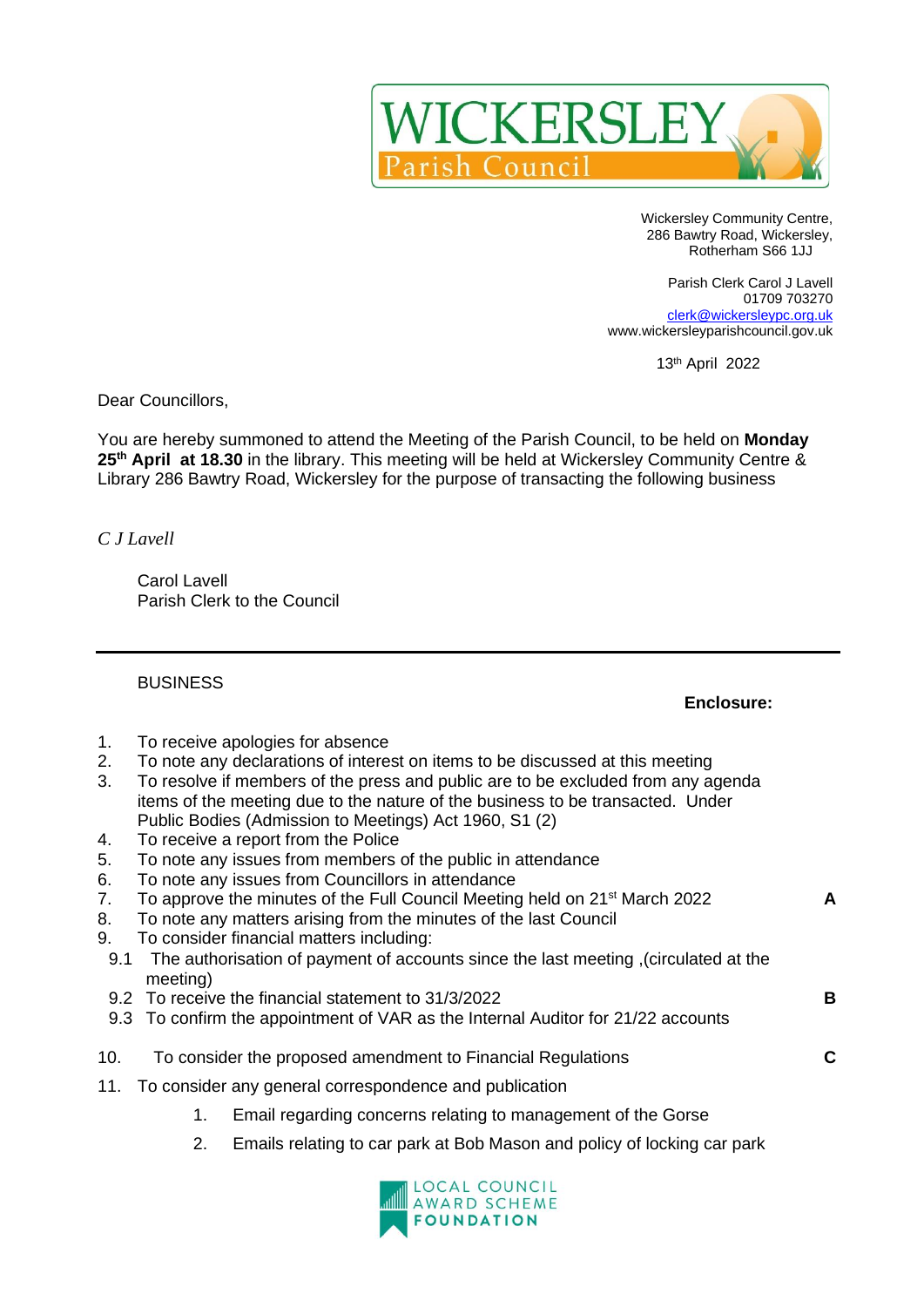# WICKERSLEY Parish Council

Wickersley Community Centre,
286 Bawtry Road, Wickersley,
Rotherham S66 1JJ

Parish Clerk Carol J Lavell
01709 703270
clerk@wickersleypc.org.uk
www.wickersleyparishcouncil.gov.uk

13th April 2022

Dear Councillors,

You are hereby summoned to attend the Meeting of the Parish Council, to be held on **Monday 25th April at 18.30** in the library. This meeting will be held at Wickersley Community Centre & Library 286 Bawtry Road, Wickersley for the purpose of transacting the following business

*C J Lavell*

Carol Lavell
Parish Clerk to the Council

---

BUSINESS

**Enclosure:**

1. To receive apologies for absence
2. To note any declarations of interest on items to be discussed at this meeting
3. To resolve if members of the press and public are to be excluded from any agenda items of the meeting due to the nature of the business to be transacted. Under Public Bodies (Admission to Meetings) Act 1960, S1 (2)
4. To receive a report from the Police
5. To note any issues from members of the public in attendance
6. To note any issues from Councillors in attendance
7. To approve the minutes of the Full Council Meeting held on 21st March 2022 — **A**
8. To note any matters arising from the minutes of the last Council
9. To consider financial matters including:
   - 9.1 The authorisation of payment of accounts since the last meeting ,(circulated at the meeting)
   - 9.2 To receive the financial statement to 31/3/2022 — **B**
   - 9.3 To confirm the appointment of VAR as the Internal Auditor for 21/22 accounts
10. To consider the proposed amendment to Financial Regulations — **C**
11. To consider any general correspondence and publication
    1. Email regarding concerns relating to management of the Gorse
    2. Emails relating to car park at Bob Mason and policy of locking car park

LOCAL COUNCIL AWARD SCHEME FOUNDATION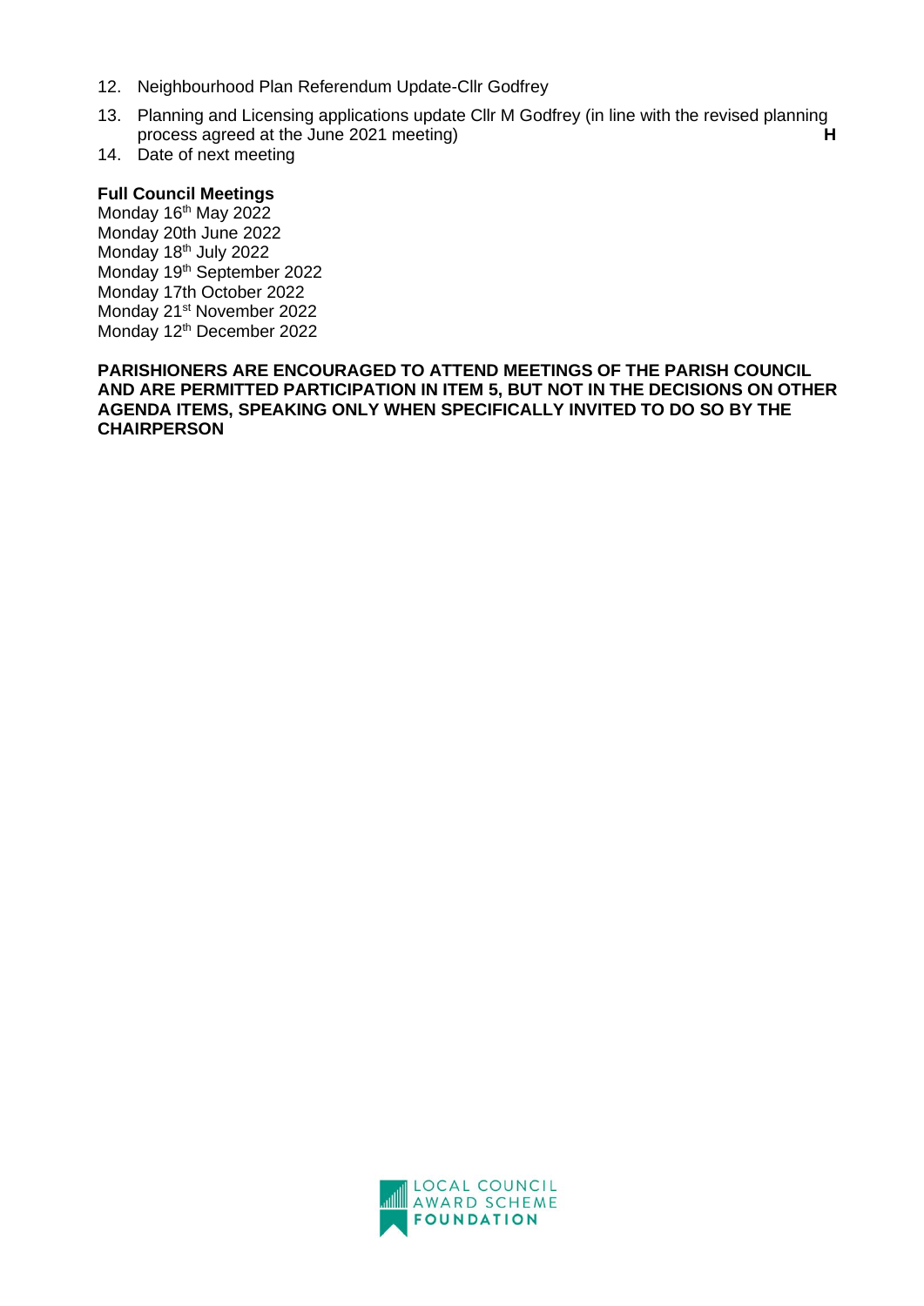12. Neighbourhood Plan Referendum Update-Cllr Godfrey
13. Planning and Licensing applications update Cllr M Godfrey (in line with the revised planning process agreed at the June 2021 meeting) **H**
14. Date of next meeting

**Full Council Meetings**
Monday 16th May 2022
Monday 20th June 2022
Monday 18th July 2022
Monday 19th September 2022
Monday 17th October 2022
Monday 21st November 2022
Monday 12th December 2022

**PARISHIONERS ARE ENCOURAGED TO ATTEND MEETINGS OF THE PARISH COUNCIL AND ARE PERMITTED PARTICIPATION IN ITEM 5, BUT NOT IN THE DECISIONS ON OTHER AGENDA ITEMS, SPEAKING ONLY WHEN SPECIFICALLY INVITED TO DO SO BY THE CHAIRPERSON**

LOCAL COUNCIL AWARD SCHEME **FOUNDATION**